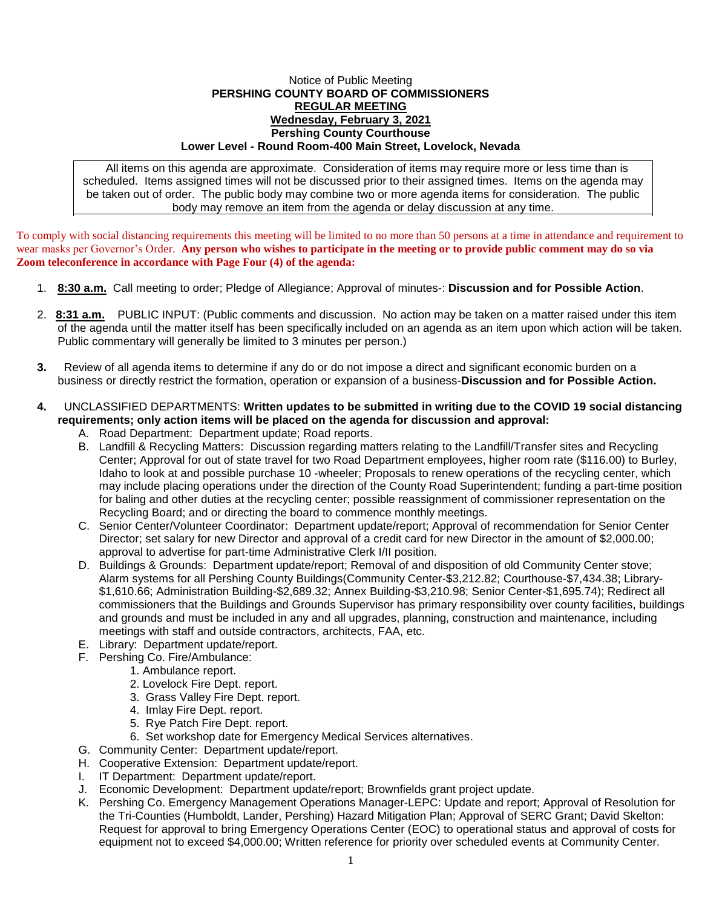Notice of Public Meeting

**PERSHING COUNTY BOARD OF COMMISSIONERS**

**REGULAR MEETING**

**Wednesday, February 3, 2021**

**Pershing County Courthouse**

**Lower Level - Round Room-400 Main Street, Lovelock, Nevada**

All items on this agenda are approximate. Consideration of items may require more or less time than is scheduled. Items assigned times will not be discussed prior to their assigned times. Items on the agenda may be taken out of order. The public body may combine two or more agenda items for consideration. The public body may remove an item from the agenda or delay discussion at any time.

To comply with social distancing requirements this meeting will be limited to no more than 50 persons at a time in attendance and requirement to wear masks per Governor's Order. **Any person who wishes to participate in the meeting or to provide public comment may do so via Zoom teleconference in accordance with Page Four (4) of the agenda:**

1. **8:30 a.m.** Call meeting to order; Pledge of Allegiance; Approval of minutes-: **Discussion and for Possible Action**.

2. **8:31 a.m.** PUBLIC INPUT: (Public comments and discussion. No action may be taken on a matter raised under this item of the agenda until the matter itself has been specifically included on an agenda as an item upon which action will be taken. Public commentary will generally be limited to 3 minutes per person.)

3. Review of all agenda items to determine if any do or do not impose a direct and significant economic burden on a business or directly restrict the formation, operation or expansion of a business-**Discussion and for Possible Action.**

4. UNCLASSIFIED DEPARTMENTS: **Written updates to be submitted in writing due to the COVID 19 social distancing requirements; only action items will be placed on the agenda for discussion and approval:**
   A. Road Department: Department update; Road reports.
   B. Landfill & Recycling Matters: Discussion regarding matters relating to the Landfill/Transfer sites and Recycling Center; Approval for out of state travel for two Road Department employees, higher room rate ($116.00) to Burley, Idaho to look at and possible purchase 10 -wheeler; Proposals to renew operations of the recycling center, which may include placing operations under the direction of the County Road Superintendent; funding a part-time position for baling and other duties at the recycling center; possible reassignment of commissioner representation on the Recycling Board; and or directing the board to commence monthly meetings.
   C. Senior Center/Volunteer Coordinator: Department update/report; Approval of recommendation for Senior Center Director; set salary for new Director and approval of a credit card for new Director in the amount of $2,000.00; approval to advertise for part-time Administrative Clerk I/II position.
   D. Buildings & Grounds: Department update/report; Removal of and disposition of old Community Center stove; Alarm systems for all Pershing County Buildings(Community Center-$3,212.82; Courthouse-$7,434.38; Library-$1,610.66; Administration Building-$2,689.32; Annex Building-$3,210.98; Senior Center-$1,695.74); Redirect all commissioners that the Buildings and Grounds Supervisor has primary responsibility over county facilities, buildings and grounds and must be included in any and all upgrades, planning, construction and maintenance, including meetings with staff and outside contractors, architects, FAA, etc.
   E. Library: Department update/report.
   F. Pershing Co. Fire/Ambulance:
      1. Ambulance report.
      2. Lovelock Fire Dept. report.
      3. Grass Valley Fire Dept. report.
      4. Imlay Fire Dept. report.
      5. Rye Patch Fire Dept. report.
      6. Set workshop date for Emergency Medical Services alternatives.
   G. Community Center: Department update/report.
   H. Cooperative Extension: Department update/report.
   I. IT Department: Department update/report.
   J. Economic Development: Department update/report; Brownfields grant project update.
   K. Pershing Co. Emergency Management Operations Manager-LEPC: Update and report; Approval of Resolution for the Tri-Counties (Humboldt, Lander, Pershing) Hazard Mitigation Plan; Approval of SERC Grant; David Skelton: Request for approval to bring Emergency Operations Center (EOC) to operational status and approval of costs for equipment not to exceed $4,000.00; Written reference for priority over scheduled events at Community Center.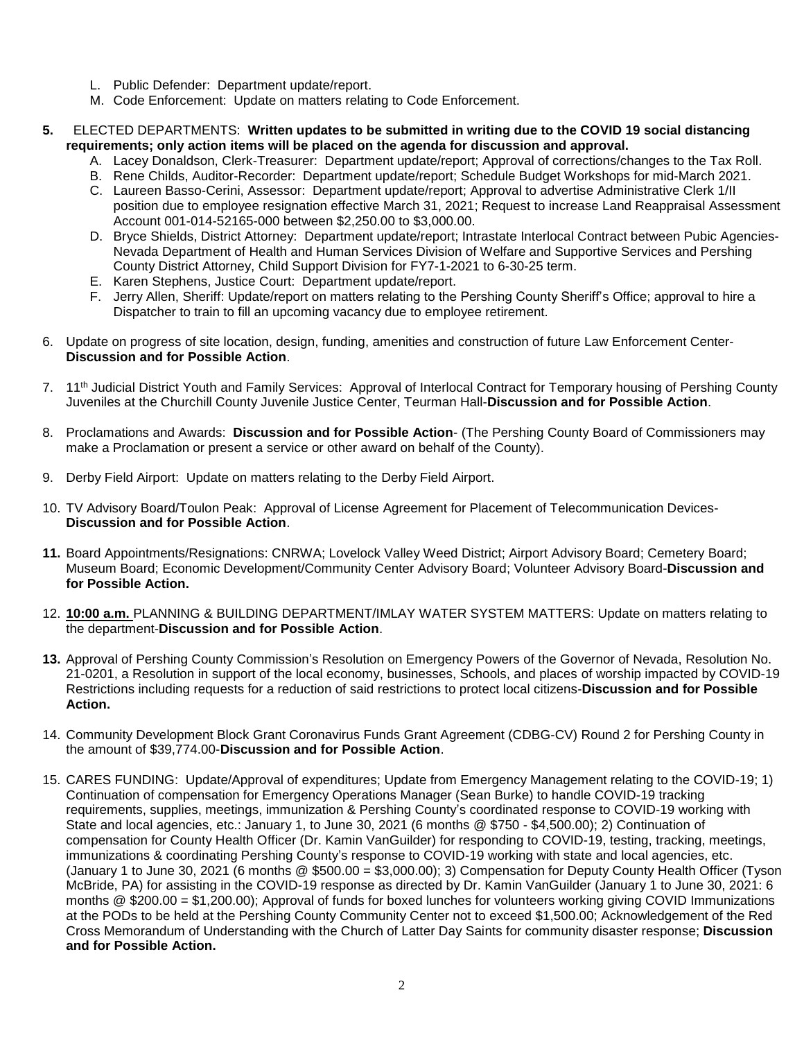L. Public Defender: Department update/report.
M. Code Enforcement: Update on matters relating to Code Enforcement.

**5.** ELECTED DEPARTMENTS: **Written updates to be submitted in writing due to the COVID 19 social distancing requirements; only action items will be placed on the agenda for discussion and approval.**

A. Lacey Donaldson, Clerk-Treasurer: Department update/report; Approval of corrections/changes to the Tax Roll.
B. Rene Childs, Auditor-Recorder: Department update/report; Schedule Budget Workshops for mid-March 2021.
C. Laureen Basso-Cerini, Assessor: Department update/report; Approval to advertise Administrative Clerk 1/II position due to employee resignation effective March 31, 2021; Request to increase Land Reappraisal Assessment Account 001-014-52165-000 between $2,250.00 to $3,000.00.
D. Bryce Shields, District Attorney: Department update/report; Intrastate Interlocal Contract between Pubic Agencies-Nevada Department of Health and Human Services Division of Welfare and Supportive Services and Pershing County District Attorney, Child Support Division for FY7-1-2021 to 6-30-25 term.
E. Karen Stephens, Justice Court: Department update/report.
F. Jerry Allen, Sheriff: Update/report on matters relating to the Pershing County Sheriff's Office; approval to hire a Dispatcher to train to fill an upcoming vacancy due to employee retirement.

6. Update on progress of site location, design, funding, amenities and construction of future Law Enforcement Center-**Discussion and for Possible Action**.

7. 11th Judicial District Youth and Family Services: Approval of Interlocal Contract for Temporary housing of Pershing County Juveniles at the Churchill County Juvenile Justice Center, Teurman Hall-**Discussion and for Possible Action**.

8. Proclamations and Awards: **Discussion and for Possible Action**- (The Pershing County Board of Commissioners may make a Proclamation or present a service or other award on behalf of the County).

9. Derby Field Airport: Update on matters relating to the Derby Field Airport.

10. TV Advisory Board/Toulon Peak: Approval of License Agreement for Placement of Telecommunication Devices-**Discussion and for Possible Action**.

**11.** Board Appointments/Resignations: CNRWA; Lovelock Valley Weed District; Airport Advisory Board; Cemetery Board; Museum Board; Economic Development/Community Center Advisory Board; Volunteer Advisory Board-**Discussion and for Possible Action.**

12. **10:00 a.m.** PLANNING & BUILDING DEPARTMENT/IMLAY WATER SYSTEM MATTERS: Update on matters relating to the department-**Discussion and for Possible Action**.

**13.** Approval of Pershing County Commission's Resolution on Emergency Powers of the Governor of Nevada, Resolution No. 21-0201, a Resolution in support of the local economy, businesses, Schools, and places of worship impacted by COVID-19 Restrictions including requests for a reduction of said restrictions to protect local citizens-**Discussion and for Possible Action.**

14. Community Development Block Grant Coronavirus Funds Grant Agreement (CDBG-CV) Round 2 for Pershing County in the amount of $39,774.00-**Discussion and for Possible Action**.

15. CARES FUNDING: Update/Approval of expenditures; Update from Emergency Management relating to the COVID-19; 1) Continuation of compensation for Emergency Operations Manager (Sean Burke) to handle COVID-19 tracking requirements, supplies, meetings, immunization & Pershing County's coordinated response to COVID-19 working with State and local agencies, etc.: January 1, to June 30, 2021 (6 months @ $750 - $4,500.00); 2) Continuation of compensation for County Health Officer (Dr. Kamin VanGuilder) for responding to COVID-19, testing, tracking, meetings, immunizations & coordinating Pershing County's response to COVID-19 working with state and local agencies, etc. (January 1 to June 30, 2021 (6 months @ $500.00 = $3,000.00); 3) Compensation for Deputy County Health Officer (Tyson McBride, PA) for assisting in the COVID-19 response as directed by Dr. Kamin VanGuilder (January 1 to June 30, 2021: 6 months @ $200.00 = $1,200.00); Approval of funds for boxed lunches for volunteers working giving COVID Immunizations at the PODs to be held at the Pershing County Community Center not to exceed $1,500.00; Acknowledgement of the Red Cross Memorandum of Understanding with the Church of Latter Day Saints for community disaster response; **Discussion and for Possible Action.**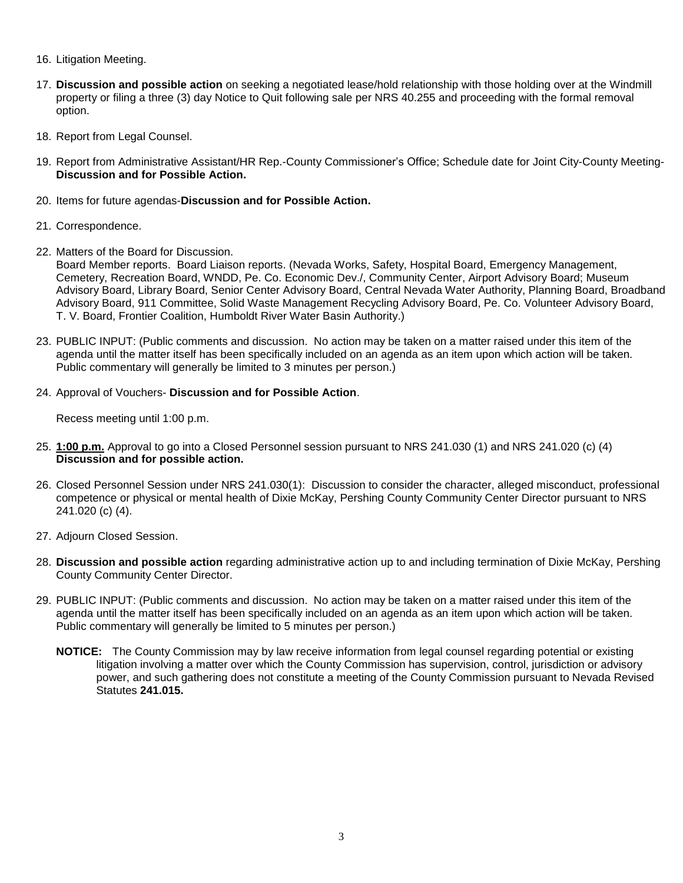16. Litigation Meeting.

17. **Discussion and possible action** on seeking a negotiated lease/hold relationship with those holding over at the Windmill property or filing a three (3) day Notice to Quit following sale per NRS 40.255 and proceeding with the formal removal option.

18. Report from Legal Counsel.

19. Report from Administrative Assistant/HR Rep.-County Commissioner's Office; Schedule date for Joint City-County Meeting-**Discussion and for Possible Action.**

20. Items for future agendas-**Discussion and for Possible Action.**

21. Correspondence.

22. Matters of the Board for Discussion.
    Board Member reports. Board Liaison reports. (Nevada Works, Safety, Hospital Board, Emergency Management, Cemetery, Recreation Board, WNDD, Pe. Co. Economic Dev./, Community Center, Airport Advisory Board; Museum Advisory Board, Library Board, Senior Center Advisory Board, Central Nevada Water Authority, Planning Board, Broadband Advisory Board, 911 Committee, Solid Waste Management Recycling Advisory Board, Pe. Co. Volunteer Advisory Board, T. V. Board, Frontier Coalition, Humboldt River Water Basin Authority.)

23. PUBLIC INPUT: (Public comments and discussion. No action may be taken on a matter raised under this item of the agenda until the matter itself has been specifically included on an agenda as an item upon which action will be taken. Public commentary will generally be limited to 3 minutes per person.)

24. Approval of Vouchers- **Discussion and for Possible Action**.

    Recess meeting until 1:00 p.m.

25. **1:00 p.m.** Approval to go into a Closed Personnel session pursuant to NRS 241.030 (1) and NRS 241.020 (c) (4) **Discussion and for possible action.**

26. Closed Personnel Session under NRS 241.030(1): Discussion to consider the character, alleged misconduct, professional competence or physical or mental health of Dixie McKay, Pershing County Community Center Director pursuant to NRS 241.020 (c) (4).

27. Adjourn Closed Session.

28. **Discussion and possible action** regarding administrative action up to and including termination of Dixie McKay, Pershing County Community Center Director.

29. PUBLIC INPUT: (Public comments and discussion. No action may be taken on a matter raised under this item of the agenda until the matter itself has been specifically included on an agenda as an item upon which action will be taken. Public commentary will generally be limited to 5 minutes per person.)

    **NOTICE:** The County Commission may by law receive information from legal counsel regarding potential or existing litigation involving a matter over which the County Commission has supervision, control, jurisdiction or advisory power, and such gathering does not constitute a meeting of the County Commission pursuant to Nevada Revised Statutes **241.015.**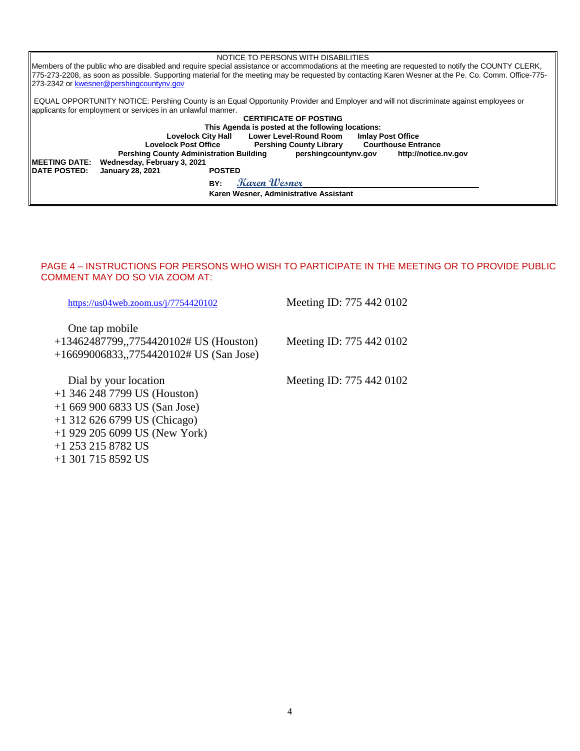NOTICE TO PERSONS WITH DISABILITIES

Members of the public who are disabled and require special assistance or accommodations at the meeting are requested to notify the COUNTY CLERK, 775-273-2208, as soon as possible. Supporting material for the meeting may be requested by contacting Karen Wesner at the Pe. Co. Comm. Office-775-273-2342 or kwesner@pershingcountynv.gov

EQUAL OPPORTUNITY NOTICE: Pershing County is an Equal Opportunity Provider and Employer and will not discriminate against employees or applicants for employment or services in an unlawful manner.

**CERTIFICATE OF POSTING**

**This Agenda is posted at the following locations:**

**Lovelock City Hall    Lower Level-Round Room    Imlay Post Office**

**Lovelock Post Office    Pershing County Library    Courthouse Entrance**

**Pershing County Administration Building    pershingcountynv.gov    http://notice.nv.gov**

**MEETING DATE:** **Wednesday, February 3, 2021**

**DATE POSTED:** **January 28, 2021**    **POSTED**

**BY:** *Karen Wesner*

**Karen Wesner, Administrative Assistant**

PAGE 4 – INSTRUCTIONS FOR PERSONS WHO WISH TO PARTICIPATE IN THE MEETING OR TO PROVIDE PUBLIC COMMENT MAY DO SO VIA ZOOM AT:

https://us04web.zoom.us/j/7754420102    Meeting ID: 775 442 0102

One tap mobile    Meeting ID: 775 442 0102

+13462487799,,7754420102# US (Houston)

+16699006833,,7754420102# US (San Jose)

Dial by your location    Meeting ID: 775 442 0102

+1 346 248 7799 US (Houston)

+1 669 900 6833 US (San Jose)

+1 312 626 6799 US (Chicago)

+1 929 205 6099 US (New York)

+1 253 215 8782 US

+1 301 715 8592 US